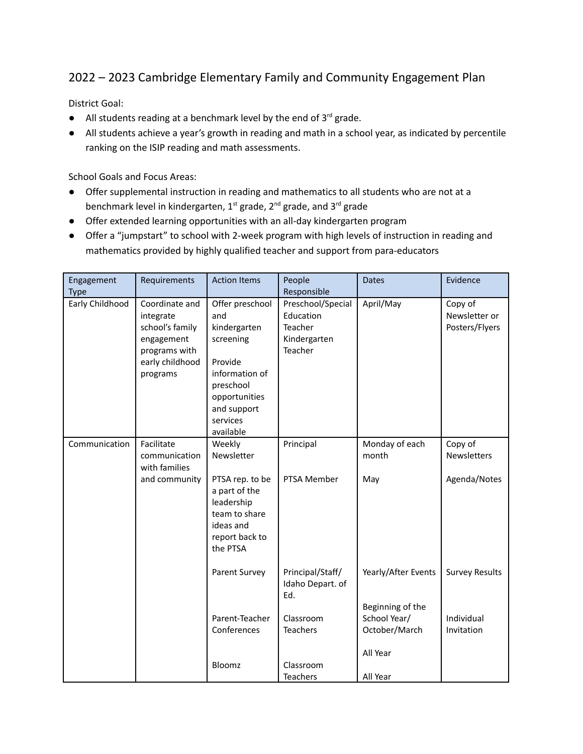# 2022 – 2023 Cambridge Elementary Family and Community Engagement Plan

District Goal:

- All students reading at a benchmark level by the end of 3rd grade.
- All students achieve a year's growth in reading and math in a school year, as indicated by percentile ranking on the ISIP reading and math assessments.

School Goals and Focus Areas:

- Offer supplemental instruction in reading and mathematics to all students who are not at a benchmark level in kindergarten, 1st grade, 2nd grade, and 3rd grade
- Offer extended learning opportunities with an all-day kindergarten program
- Offer a "jumpstart" to school with 2-week program with high levels of instruction in reading and mathematics provided by highly qualified teacher and support from para-educators

| Engagement Type | Requirements | Action Items | People Responsible | Dates | Evidence |
|---|---|---|---|---|---|
| Early Childhood | Coordinate and integrate school's family engagement programs with early childhood programs | Offer preschool and kindergarten screening<br><br>Provide information of preschool opportunities and support services available | Preschool/Special Education Teacher<br>Kindergarten Teacher | April/May | Copy of Newsletter or Posters/Flyers |
| Communication | Facilitate communication with families and community | Weekly Newsletter | Principal | Monday of each month | Copy of Newsletters |
| | | PTSA rep. to be a part of the leadership team to share ideas and report back to the PTSA | PTSA Member | May | Agenda/Notes |
| | | Parent Survey | Principal/Staff/ Idaho Depart. of Ed. | Yearly/After Events | Survey Results |
| | | Parent-Teacher Conferences | Classroom Teachers | Beginning of the School Year/ October/March | Individual Invitation |
| | | | | All Year | |
| | | Bloomz | Classroom Teachers | All Year | |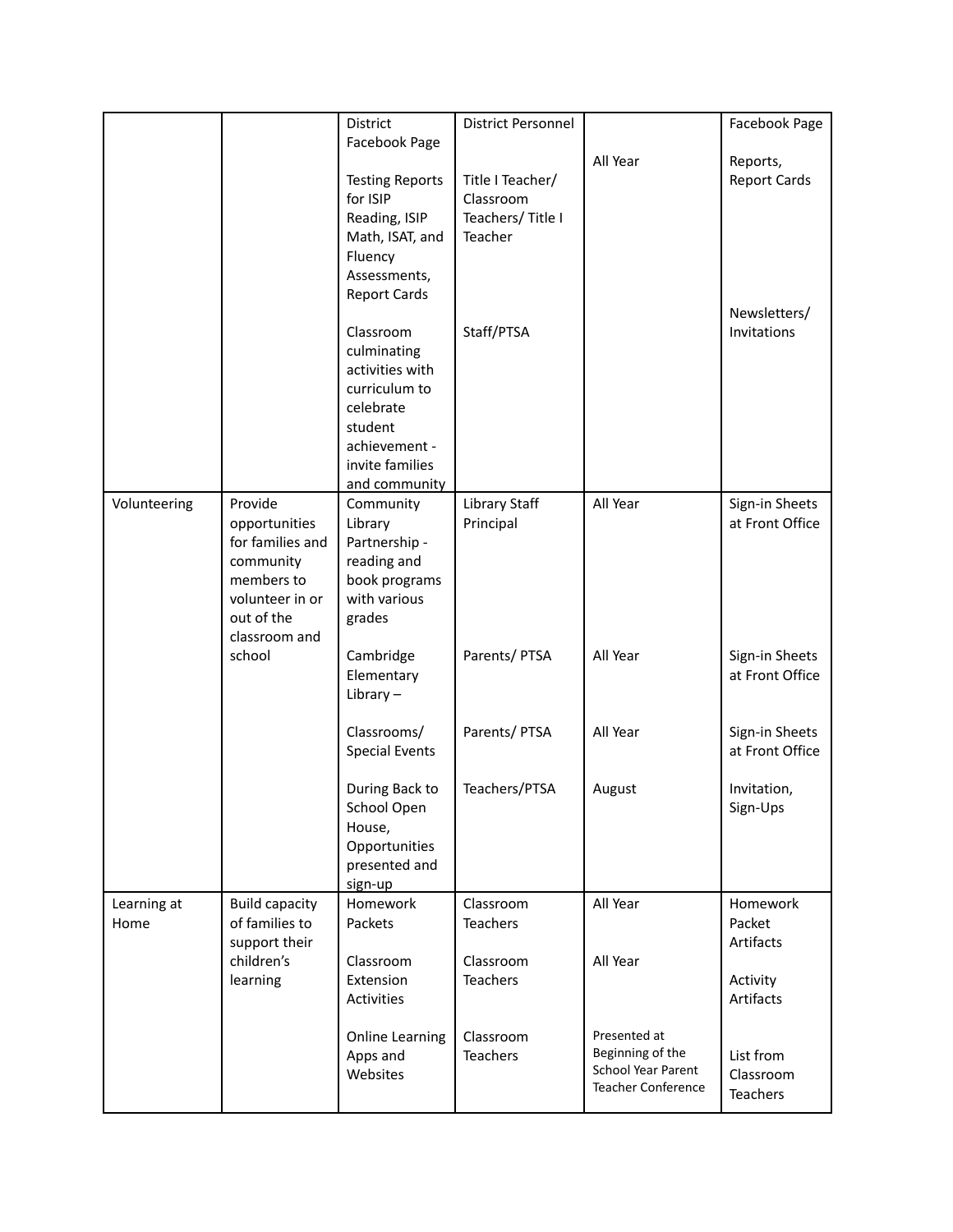| | | District Facebook Page | District Personnel | All Year | Facebook Page |
|---|---|---|---|---|---|
| | | Testing Reports for ISIP Reading, ISIP Math, ISAT, and Fluency Assessments, Report Cards | Title I Teacher/ Classroom Teachers/ Title I Teacher | | Reports, Report Cards |
| | | Classroom culminating activities with curriculum to celebrate student achievement - invite families and community | Staff/PTSA | | Newsletters/ Invitations |
| Volunteering | Provide opportunities for families and community members to volunteer in or out of the classroom and school | Community Library Partnership - reading and book programs with various grades | Library Staff Principal | All Year | Sign-in Sheets at Front Office |
| | | Cambridge Elementary Library – | Parents/ PTSA | All Year | Sign-in Sheets at Front Office |
| | | Classrooms/ Special Events | Parents/ PTSA | All Year | Sign-in Sheets at Front Office |
| | | During Back to School Open House, Opportunities presented and sign-up | Teachers/PTSA | August | Invitation, Sign-Ups |
| Learning at Home | Build capacity of families to support their children's learning | Homework Packets | Classroom Teachers | All Year | Homework Packet Artifacts |
| | | Classroom Extension Activities | Classroom Teachers | All Year | Activity Artifacts |
| | | Online Learning Apps and Websites | Classroom Teachers | Presented at Beginning of the School Year Parent Teacher Conference | List from Classroom Teachers |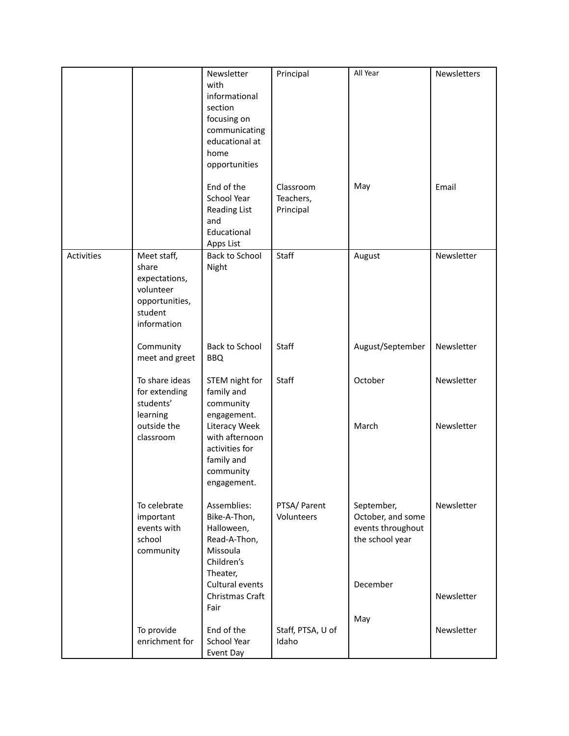| | | | | | |
|---|---|---|---|---|---|
| | | Newsletter with informational section focusing on communicating educational at home opportunities | Principal | All Year | Newsletters |
| | | End of the School Year Reading List and Educational Apps List | Classroom Teachers, Principal | May | Email |
| Activities | Meet staff, share expectations, volunteer opportunities, student information | Back to School Night | Staff | August | Newsletter |
| | Community meet and greet | Back to School BBQ | Staff | August/September | Newsletter |
| | To share ideas for extending students' learning outside the classroom | STEM night for family and community engagement. | Staff | October | Newsletter |
| | | Literacy Week with afternoon activities for family and community engagement. | | March | Newsletter |
| | To celebrate important events with school community | Assemblies: Bike-A-Thon, Halloween, Read-A-Thon, Missoula Children's Theater, Cultural events | PTSA/ Parent Volunteers | September, October, and some events throughout the school year | Newsletter |
| | | Christmas Craft Fair | | December | Newsletter |
| | To provide enrichment for | End of the School Year Event Day | Staff, PTSA, U of Idaho | May | Newsletter |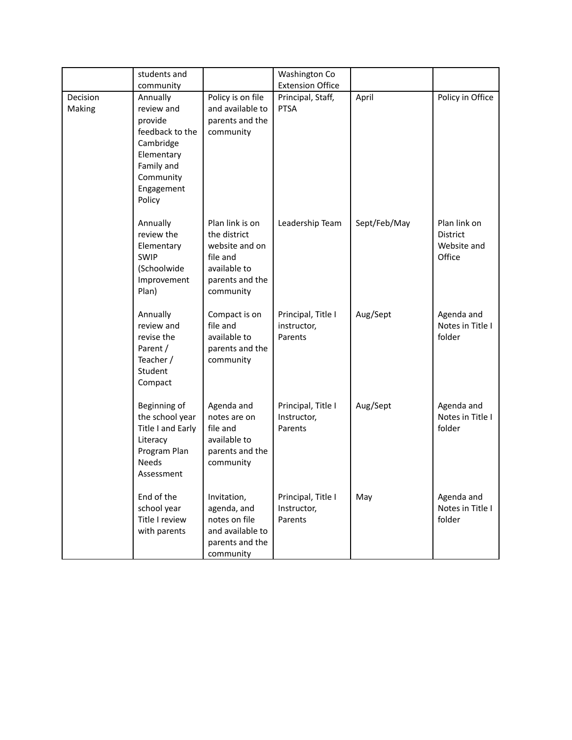| | | | | | |
|---|---|---|---|---|---|
| | students and community | | Washington Co Extension Office | | |
| Decision Making | Annually review and provide feedback to the Cambridge Elementary Family and Community Engagement Policy | Policy is on file and available to parents and the community | Principal, Staff, PTSA | April | Policy in Office |
| | Annually review the Elementary SWIP (Schoolwide Improvement Plan) | Plan link is on the district website and on file and available to parents and the community | Leadership Team | Sept/Feb/May | Plan link on District Website and Office |
| | Annually review and revise the Parent / Teacher / Student Compact | Compact is on file and available to parents and the community | Principal, Title I instructor, Parents | Aug/Sept | Agenda and Notes in Title I folder |
| | Beginning of the school year Title I and Early Literacy Program Plan Needs Assessment | Agenda and notes are on file and available to parents and the community | Principal, Title I Instructor, Parents | Aug/Sept | Agenda and Notes in Title I folder |
| | End of the school year Title I review with parents | Invitation, agenda, and notes on file and available to parents and the community | Principal, Title I Instructor, Parents | May | Agenda and Notes in Title I folder |